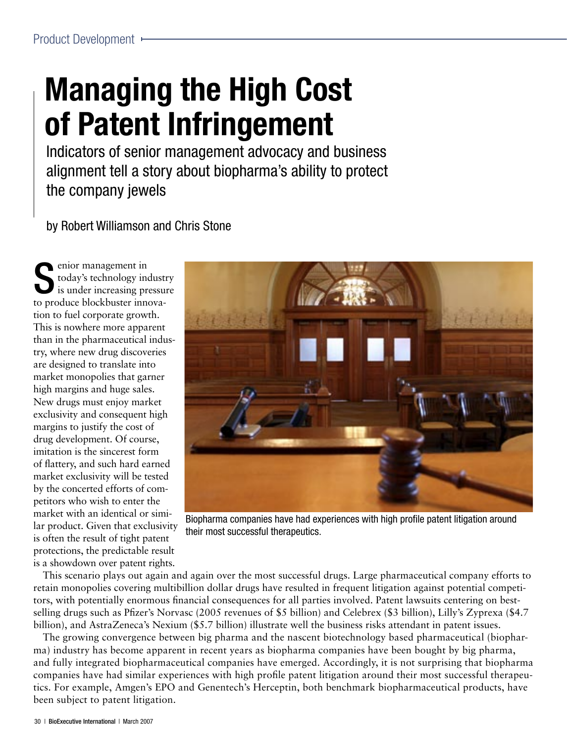# Managing the High Cost of Patent Infringement

Indicators of senior management advocacy and business alignment tell a story about biopharma's ability to protect the company jewels

by Robert Williamson and Chris Stone

Senior management in today's technology industry is under increasing pressure to produce blockbuster innovation to fuel corporate growth. This is nowhere more apparent than in the pharmaceutical industry, where new drug discoveries are designed to translate into market monopolies that garner high margins and huge sales. New drugs must enjoy market exclusivity and consequent high margins to justify the cost of drug development. Of course, imitation is the sincerest form of flattery, and such hard earned market exclusivity will be tested by the concerted efforts of competitors who wish to enter the market with an identical or similar product. Given that exclusivity is often the result of tight patent protections, the predictable result is a showdown over patent rights.

Biopharma companies have had experiences with high profile patent litigation around their most successful therapeutics.

This scenario plays out again and again over the most successful drugs. Large pharmaceutical company efforts to retain monopolies covering multibillion dollar drugs have resulted in frequent litigation against potential competitors, with potentially enormous financial consequences for all parties involved. Patent lawsuits centering on best-selling drugs such as Pfizer's Norvasc (2005 revenues of $5 billion) and Celebrex ($3 billion), Lilly's Zyprexa ($4.7 billion), and AstraZeneca's Nexium ($5.7 billion) illustrate well the business risks attendant in patent issues.

The growing convergence between big pharma and the nascent biotechnology based pharmaceutical (biopharma) industry has become apparent in recent years as biopharma companies have been bought by big pharma, and fully integrated biopharmaceutical companies have emerged. Accordingly, it is not surprising that biopharma companies have had similar experiences with high profile patent litigation around their most successful therapeutics. For example, Amgen's EPO and Genentech's Herceptin, both benchmark biopharmaceutical products, have been subject to patent litigation.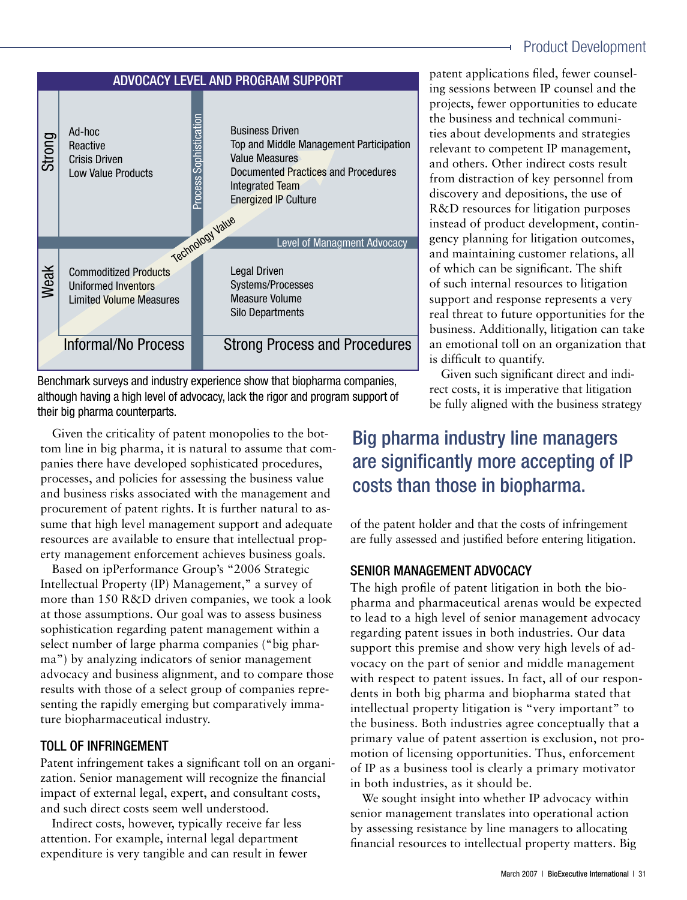**ADVOCACY LEVEL AND PROGRAM SUPPORT**

| | Informal/No Process | Strong Process and Procedures |
|---|---|---|
| Strong | Ad-hoc<br>Reactive<br>Crisis Driven<br>Low Value Products | Business Driven<br>Top and Middle Management Participation<br>Value Measures<br>Documented Practices and Procedures<br>Integrated Team<br>Energized IP Culture |
| Weak | Commoditized Products<br>Uniformed Inventors<br>Limited Volume Measures | Legal Driven<br>Systems/Processes<br>Measure Volume<br>Silo Departments |

Process Sophistication — Level of Managment Advocacy — Technology Value

Benchmark surveys and industry experience show that biopharma companies, although having a high level of advocacy, lack the rigor and program support of their big pharma counterparts.

Given the criticality of patent monopolies to the bottom line in big pharma, it is natural to assume that companies there have developed sophisticated procedures, processes, and policies for assessing the business value and business risks associated with the management and procurement of patent rights. It is further natural to assume that high level management support and adequate resources are available to ensure that intellectual property management enforcement achieves business goals.

Based on ipPerformance Group's "2006 Strategic Intellectual Property (IP) Management," a survey of more than 150 R&D driven companies, we took a look at those assumptions. Our goal was to assess business sophistication regarding patent management within a select number of large pharma companies ("big pharma") by analyzing indicators of senior management advocacy and business alignment, and to compare those results with those of a select group of companies representing the rapidly emerging but comparatively immature biopharmaceutical industry.

## TOLL OF INFRINGEMENT

Patent infringement takes a significant toll on an organization. Senior management will recognize the financial impact of external legal, expert, and consultant costs, and such direct costs seem well understood.

Indirect costs, however, typically receive far less attention. For example, internal legal department expenditure is very tangible and can result in fewer patent applications filed, fewer counseling sessions between IP counsel and the projects, fewer opportunities to educate the business and technical communities about developments and strategies relevant to competent IP management, and others. Other indirect costs result from distraction of key personnel from discovery and depositions, the use of R&D resources for litigation purposes instead of product development, contingency planning for litigation outcomes, and maintaining customer relations, all of which can be significant. The shift of such internal resources to litigation support and response represents a very real threat to future opportunities for the business. Additionally, litigation can take an emotional toll on an organization that is difficult to quantify.

Given such significant direct and indirect costs, it is imperative that litigation be fully aligned with the business strategy of the patent holder and that the costs of infringement are fully assessed and justified before entering litigation.

> **Big pharma industry line managers are significantly more accepting of IP costs than those in biopharma.**

## SENIOR MANAGEMENT ADVOCACY

The high profile of patent litigation in both the biopharma and pharmaceutical arenas would be expected to lead to a high level of senior management advocacy regarding patent issues in both industries. Our data support this premise and show very high levels of advocacy on the part of senior and middle management with respect to patent issues. In fact, all of our respondents in both big pharma and biopharma stated that intellectual property litigation is "very important" to the business. Both industries agree conceptually that a primary value of patent assertion is exclusion, not promotion of licensing opportunities. Thus, enforcement of IP as a business tool is clearly a primary motivator in both industries, as it should be.

We sought insight into whether IP advocacy within senior management translates into operational action by assessing resistance by line managers to allocating financial resources to intellectual property matters. Big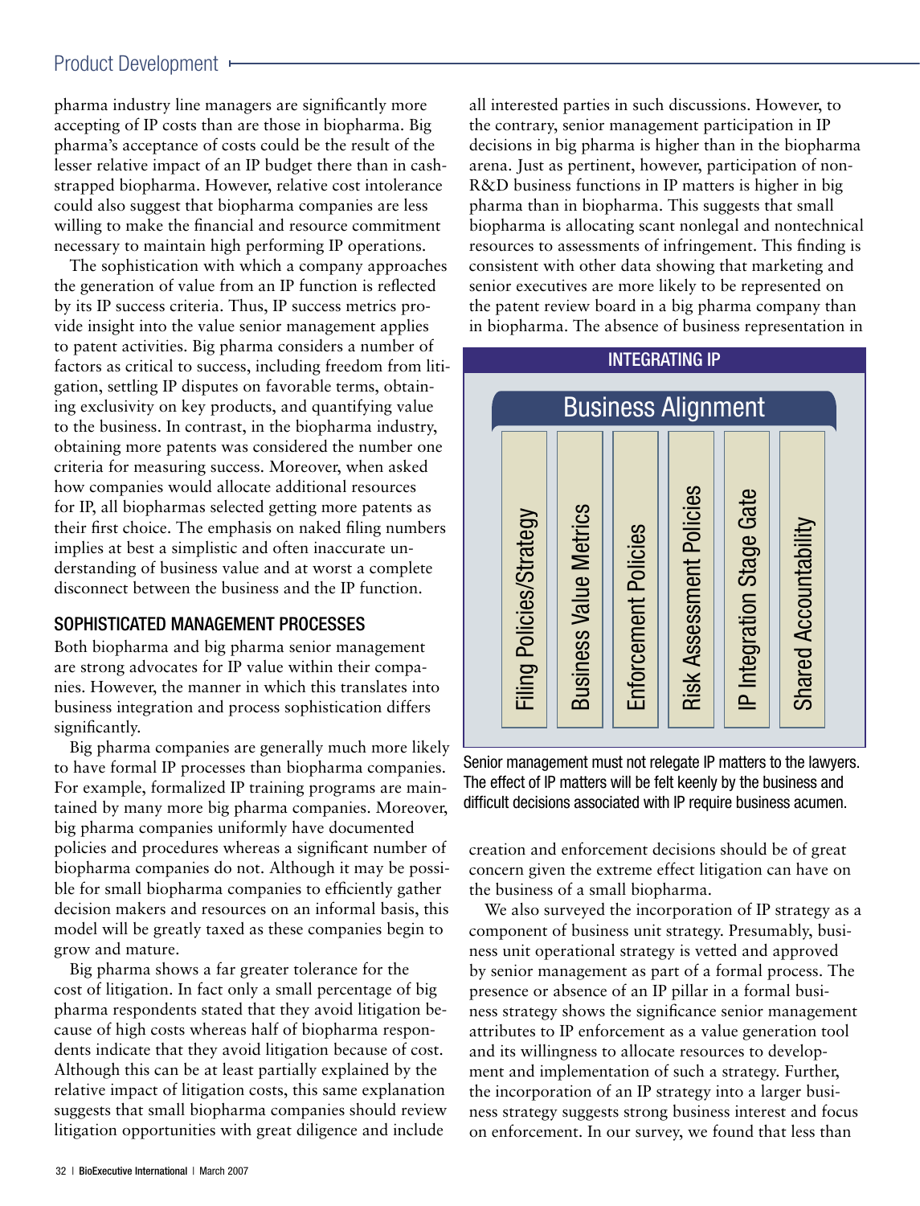pharma industry line managers are significantly more accepting of IP costs than are those in biopharma. Big pharma's acceptance of costs could be the result of the lesser relative impact of an IP budget there than in cash-strapped biopharma. However, relative cost intolerance could also suggest that biopharma companies are less willing to make the financial and resource commitment necessary to maintain high performing IP operations.

The sophistication with which a company approaches the generation of value from an IP function is reflected by its IP success criteria. Thus, IP success metrics provide insight into the value senior management applies to patent activities. Big pharma considers a number of factors as critical to success, including freedom from litigation, settling IP disputes on favorable terms, obtaining exclusivity on key products, and quantifying value to the business. In contrast, in the biopharma industry, obtaining more patents was considered the number one criteria for measuring success. Moreover, when asked how companies would allocate additional resources for IP, all biopharmas selected getting more patents as their first choice. The emphasis on naked filing numbers implies at best a simplistic and often inaccurate understanding of business value and at worst a complete disconnect between the business and the IP function.

## SOPHISTICATED MANAGEMENT PROCESSES

Both biopharma and big pharma senior management are strong advocates for IP value within their companies. However, the manner in which this translates into business integration and process sophistication differs significantly.

Big pharma companies are generally much more likely to have formal IP processes than biopharma companies. For example, formalized IP training programs are maintained by many more big pharma companies. Moreover, big pharma companies uniformly have documented policies and procedures whereas a significant number of biopharma companies do not. Although it may be possible for small biopharma companies to efficiently gather decision makers and resources on an informal basis, this model will be greatly taxed as these companies begin to grow and mature.

Big pharma shows a far greater tolerance for the cost of litigation. In fact only a small percentage of big pharma respondents stated that they avoid litigation because of high costs whereas half of biopharma respondents indicate that they avoid litigation because of cost. Although this can be at least partially explained by the relative impact of litigation costs, this same explanation suggests that small biopharma companies should review litigation opportunities with great diligence and include all interested parties in such discussions. However, to the contrary, senior management participation in IP decisions in big pharma is higher than in the biopharma arena. Just as pertinent, however, participation of non-R&D business functions in IP matters is higher in big pharma than in biopharma. This suggests that small biopharma is allocating scant nonlegal and nontechnical resources to assessments of infringement. This finding is consistent with other data showing that marketing and senior executives are more likely to be represented on the patent review board in a big pharma company than in biopharma. The absence of business representation in creation and enforcement decisions should be of great concern given the extreme effect litigation can have on the business of a small biopharma.

**INTEGRATING IP**

**Business Alignment**

- Filing Policies/Strategy
- Business Value Metrics
- Enforcement Policies
- Risk Assessment Policies
- IP Integration Stage Gate
- Shared Accountability

Senior management must not relegate IP matters to the lawyers. The effect of IP matters will be felt keenly by the business and difficult decisions associated with IP require business acumen.

We also surveyed the incorporation of IP strategy as a component of business unit strategy. Presumably, business unit operational strategy is vetted and approved by senior management as part of a formal process. The presence or absence of an IP pillar in a formal business strategy shows the significance senior management attributes to IP enforcement as a value generation tool and its willingness to allocate resources to development and implementation of such a strategy. Further, the incorporation of an IP strategy into a larger business strategy suggests strong business interest and focus on enforcement. In our survey, we found that less than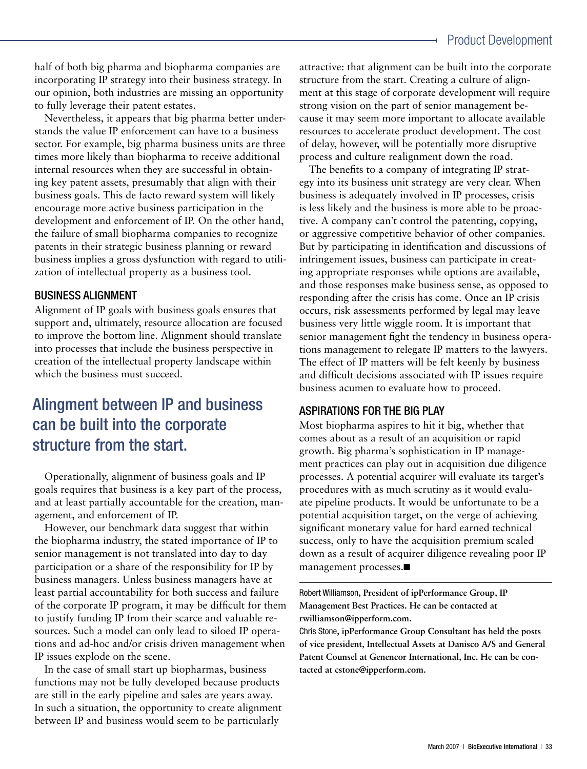half of both big pharma and biopharma companies are incorporating IP strategy into their business strategy. In our opinion, both industries are missing an opportunity to fully leverage their patent estates.

Nevertheless, it appears that big pharma better understands the value IP enforcement can have to a business sector. For example, big pharma business units are three times more likely than biopharma to receive additional internal resources when they are successful in obtaining key patent assets, presumably that align with their business goals. This de facto reward system will likely encourage more active business participation in the development and enforcement of IP. On the other hand, the failure of small biopharma companies to recognize patents in their strategic business planning or reward business implies a gross dysfunction with regard to utilization of intellectual property as a business tool.

## BUSINESS ALIGNMENT

Alignment of IP goals with business goals ensures that support and, ultimately, resource allocation are focused to improve the bottom line. Alignment should translate into processes that include the business perspective in creation of the intellectual property landscape within which the business must succeed.

> Alignment between IP and business can be built into the corporate structure from the start.

Operationally, alignment of business goals and IP goals requires that business is a key part of the process, and at least partially accountable for the creation, management, and enforcement of IP.

However, our benchmark data suggest that within the biopharma industry, the stated importance of IP to senior management is not translated into day to day participation or a share of the responsibility for IP by business managers. Unless business managers have at least partial accountability for both success and failure of the corporate IP program, it may be difficult for them to justify funding IP from their scarce and valuable resources. Such a model can only lead to siloed IP operations and ad-hoc and/or crisis driven management when IP issues explode on the scene.

In the case of small start up biopharmas, business functions may not be fully developed because products are still in the early pipeline and sales are years away. In such a situation, the opportunity to create alignment between IP and business would seem to be particularly attractive: that alignment can be built into the corporate structure from the start. Creating a culture of alignment at this stage of corporate development will require strong vision on the part of senior management because it may seem more important to allocate available resources to accelerate product development. The cost of delay, however, will be potentially more disruptive process and culture realignment down the road.

The benefits to a company of integrating IP strategy into its business unit strategy are very clear. When business is adequately involved in IP processes, crisis is less likely and the business is more able to be proactive. A company can't control the patenting, copying, or aggressive competitive behavior of other companies. But by participating in identification and discussions of infringement issues, business can participate in creating appropriate responses while options are available, and those responses make business sense, as opposed to responding after the crisis has come. Once an IP crisis occurs, risk assessments performed by legal may leave business very little wiggle room. It is important that senior management fight the tendency in business operations management to relegate IP matters to the lawyers. The effect of IP matters will be felt keenly by business and difficult decisions associated with IP issues require business acumen to evaluate how to proceed.

## ASPIRATIONS FOR THE BIG PLAY

Most biopharma aspires to hit it big, whether that comes about as a result of an acquisition or rapid growth. Big pharma's sophistication in IP management practices can play out in acquisition due diligence processes. A potential acquirer will evaluate its target's procedures with as much scrutiny as it would evaluate pipeline products. It would be unfortunate to be a potential acquisition target, on the verge of achieving significant monetary value for hard earned technical success, only to have the acquisition premium scaled down as a result of acquirer diligence revealing poor IP management processes.■

---

Robert Williamson, **President of ipPerformance Group, IP Management Best Practices. He can be contacted at rwilliamson@ipperform.com.**

Chris Stone, **ipPerformance Group Consultant has held the posts of vice president, Intellectual Assets at Danisco A/S and General Patent Counsel at Genencor International, Inc. He can be contacted at cstone@ipperform.com.**